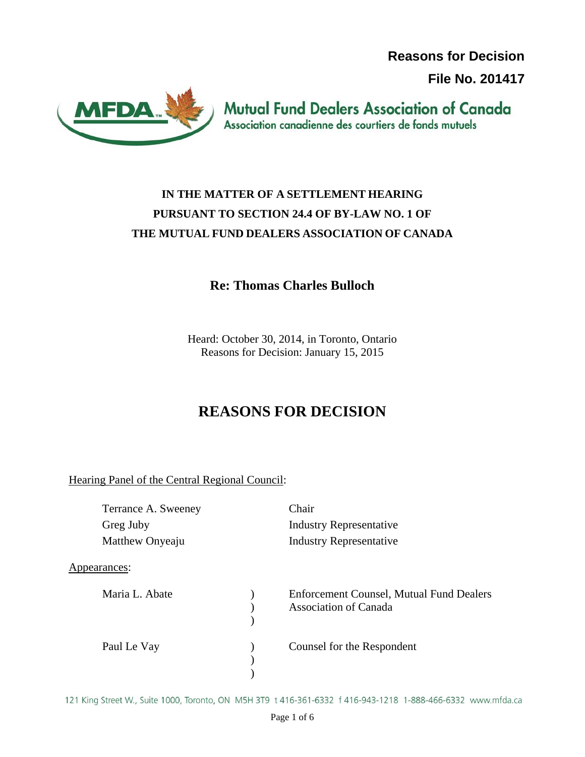**Reasons for Decision**

**File No. 201417**

Mutual Fund Dealers Association of Canada
Association canadienne des courtiers de fonds mutuels

**IN THE MATTER OF A SETTLEMENT HEARING PURSUANT TO SECTION 24.4 OF BY-LAW NO. 1 OF THE MUTUAL FUND DEALERS ASSOCIATION OF CANADA**

**Re: Thomas Charles Bulloch**

Heard: October 30, 2014, in Toronto, Ontario
Reasons for Decision: January 15, 2015

# REASONS FOR DECISION

Hearing Panel of the Central Regional Council:

| | |
|---|---|
| Terrance A. Sweeney | Chair |
| Greg Juby | Industry Representative |
| Matthew Onyeaju | Industry Representative |

Appearances:

| | | |
|---|---|---|
| Maria L. Abate | ) | Enforcement Counsel, Mutual Fund Dealers Association of Canada |
| Paul Le Vay | ) | Counsel for the Respondent |

121 King Street W., Suite 1000, Toronto, ON M5H 3T9 t 416-361-6332 f 416-943-1218 1-888-466-6332 www.mfda.ca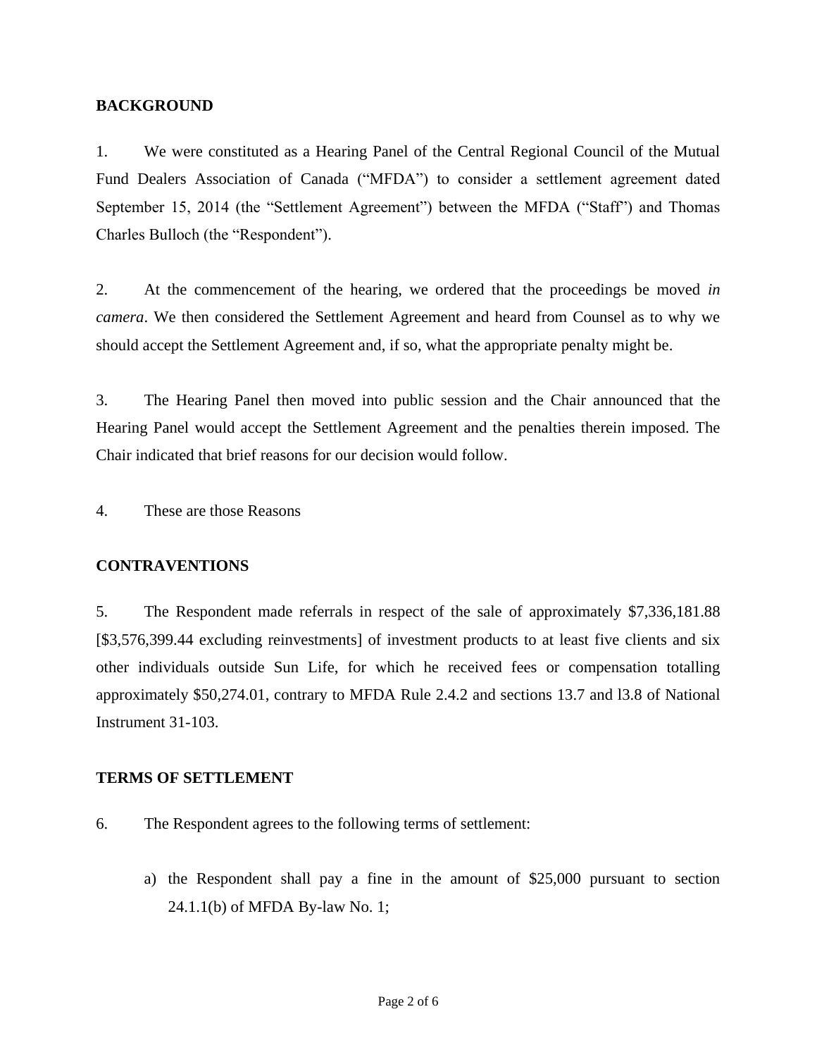## BACKGROUND

1. We were constituted as a Hearing Panel of the Central Regional Council of the Mutual Fund Dealers Association of Canada ("MFDA") to consider a settlement agreement dated September 15, 2014 (the "Settlement Agreement") between the MFDA ("Staff") and Thomas Charles Bulloch (the "Respondent").

2. At the commencement of the hearing, we ordered that the proceedings be moved *in camera*. We then considered the Settlement Agreement and heard from Counsel as to why we should accept the Settlement Agreement and, if so, what the appropriate penalty might be.

3. The Hearing Panel then moved into public session and the Chair announced that the Hearing Panel would accept the Settlement Agreement and the penalties therein imposed. The Chair indicated that brief reasons for our decision would follow.

4. These are those Reasons

## CONTRAVENTIONS

5. The Respondent made referrals in respect of the sale of approximately $7,336,181.88 [$3,576,399.44 excluding reinvestments] of investment products to at least five clients and six other individuals outside Sun Life, for which he received fees or compensation totalling approximately $50,274.01, contrary to MFDA Rule 2.4.2 and sections 13.7 and l3.8 of National Instrument 31-103.

## TERMS OF SETTLEMENT

6. The Respondent agrees to the following terms of settlement:

   a) the Respondent shall pay a fine in the amount of $25,000 pursuant to section 24.1.1(b) of MFDA By-law No. 1;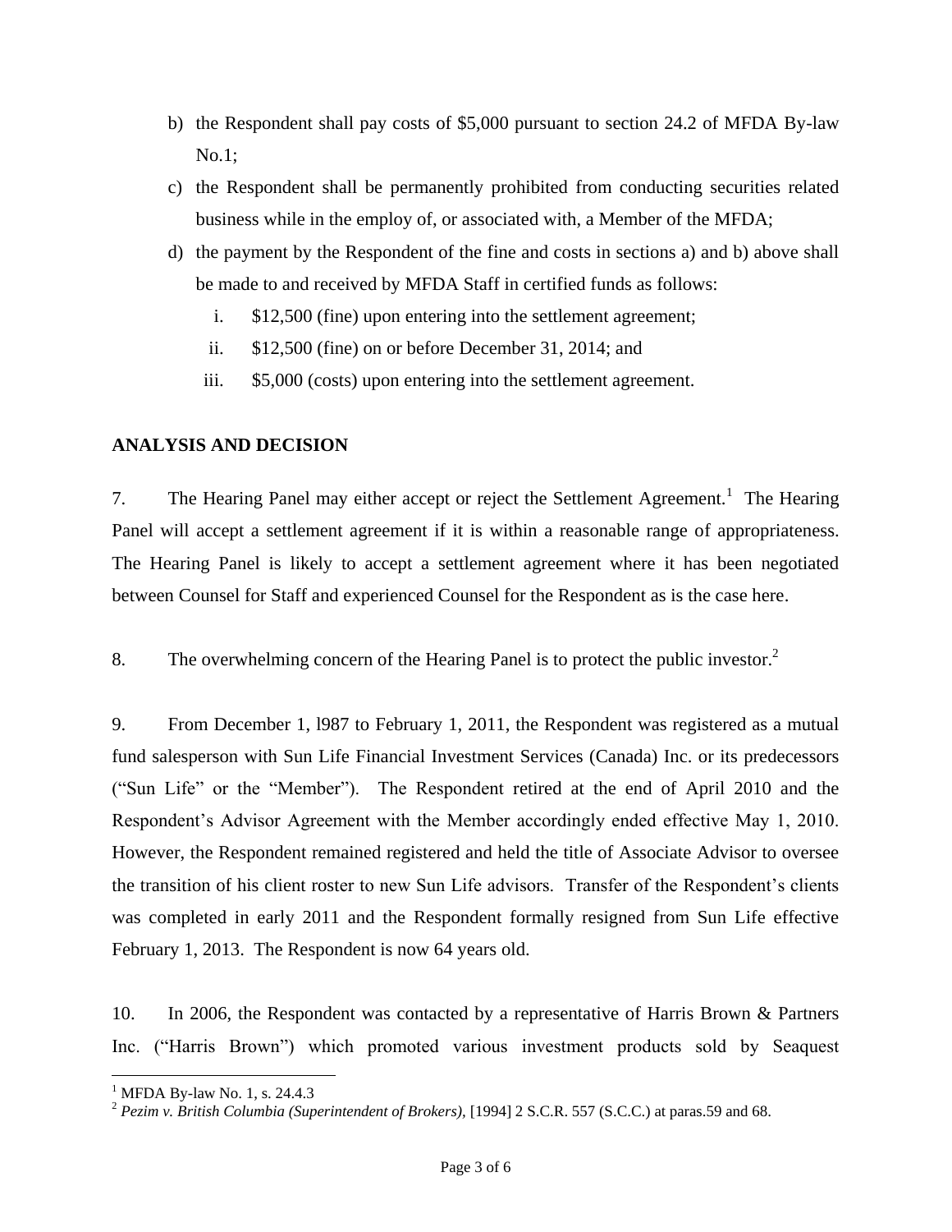b) the Respondent shall pay costs of $5,000 pursuant to section 24.2 of MFDA By-law No.1;

c) the Respondent shall be permanently prohibited from conducting securities related business while in the employ of, or associated with, a Member of the MFDA;

d) the payment by the Respondent of the fine and costs in sections a) and b) above shall be made to and received by MFDA Staff in certified funds as follows:

   i. $12,500 (fine) upon entering into the settlement agreement;

   ii. $12,500 (fine) on or before December 31, 2014; and

   iii. $5,000 (costs) upon entering into the settlement agreement.

**ANALYSIS AND DECISION**

7. The Hearing Panel may either accept or reject the Settlement Agreement.[1] The Hearing Panel will accept a settlement agreement if it is within a reasonable range of appropriateness. The Hearing Panel is likely to accept a settlement agreement where it has been negotiated between Counsel for Staff and experienced Counsel for the Respondent as is the case here.

8. The overwhelming concern of the Hearing Panel is to protect the public investor.[2]

9. From December 1, l987 to February 1, 2011, the Respondent was registered as a mutual fund salesperson with Sun Life Financial Investment Services (Canada) Inc. or its predecessors ("Sun Life" or the "Member"). The Respondent retired at the end of April 2010 and the Respondent's Advisor Agreement with the Member accordingly ended effective May 1, 2010. However, the Respondent remained registered and held the title of Associate Advisor to oversee the transition of his client roster to new Sun Life advisors. Transfer of the Respondent's clients was completed in early 2011 and the Respondent formally resigned from Sun Life effective February 1, 2013. The Respondent is now 64 years old.

10. In 2006, the Respondent was contacted by a representative of Harris Brown & Partners Inc. ("Harris Brown") which promoted various investment products sold by Seaquest

---

[1] MFDA By-law No. 1, s. 24.4.3

[2] *Pezim v. British Columbia (Superintendent of Brokers)*, [1994] 2 S.C.R. 557 (S.C.C.) at paras.59 and 68.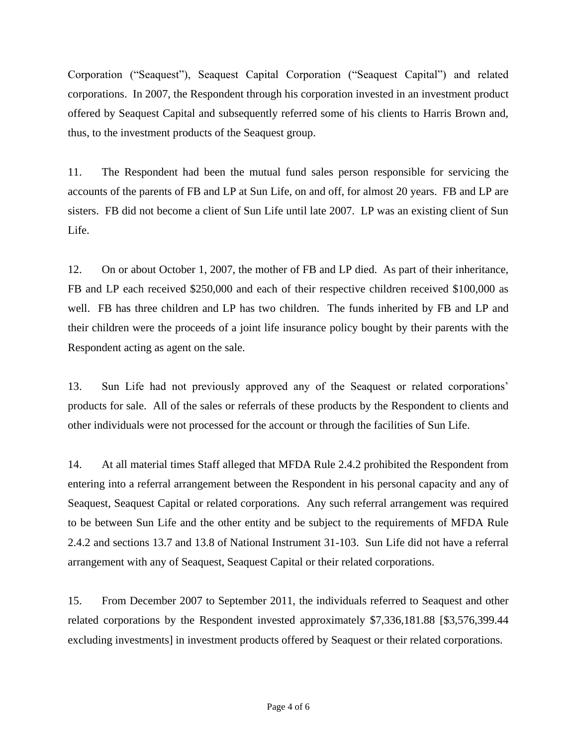Corporation ("Seaquest"), Seaquest Capital Corporation ("Seaquest Capital") and related corporations. In 2007, the Respondent through his corporation invested in an investment product offered by Seaquest Capital and subsequently referred some of his clients to Harris Brown and, thus, to the investment products of the Seaquest group.

11. The Respondent had been the mutual fund sales person responsible for servicing the accounts of the parents of FB and LP at Sun Life, on and off, for almost 20 years. FB and LP are sisters. FB did not become a client of Sun Life until late 2007. LP was an existing client of Sun Life.

12. On or about October 1, 2007, the mother of FB and LP died. As part of their inheritance, FB and LP each received $250,000 and each of their respective children received $100,000 as well. FB has three children and LP has two children. The funds inherited by FB and LP and their children were the proceeds of a joint life insurance policy bought by their parents with the Respondent acting as agent on the sale.

13. Sun Life had not previously approved any of the Seaquest or related corporations' products for sale. All of the sales or referrals of these products by the Respondent to clients and other individuals were not processed for the account or through the facilities of Sun Life.

14. At all material times Staff alleged that MFDA Rule 2.4.2 prohibited the Respondent from entering into a referral arrangement between the Respondent in his personal capacity and any of Seaquest, Seaquest Capital or related corporations. Any such referral arrangement was required to be between Sun Life and the other entity and be subject to the requirements of MFDA Rule 2.4.2 and sections 13.7 and 13.8 of National Instrument 31-103. Sun Life did not have a referral arrangement with any of Seaquest, Seaquest Capital or their related corporations.

15. From December 2007 to September 2011, the individuals referred to Seaquest and other related corporations by the Respondent invested approximately $7,336,181.88 [$3,576,399.44 excluding investments] in investment products offered by Seaquest or their related corporations.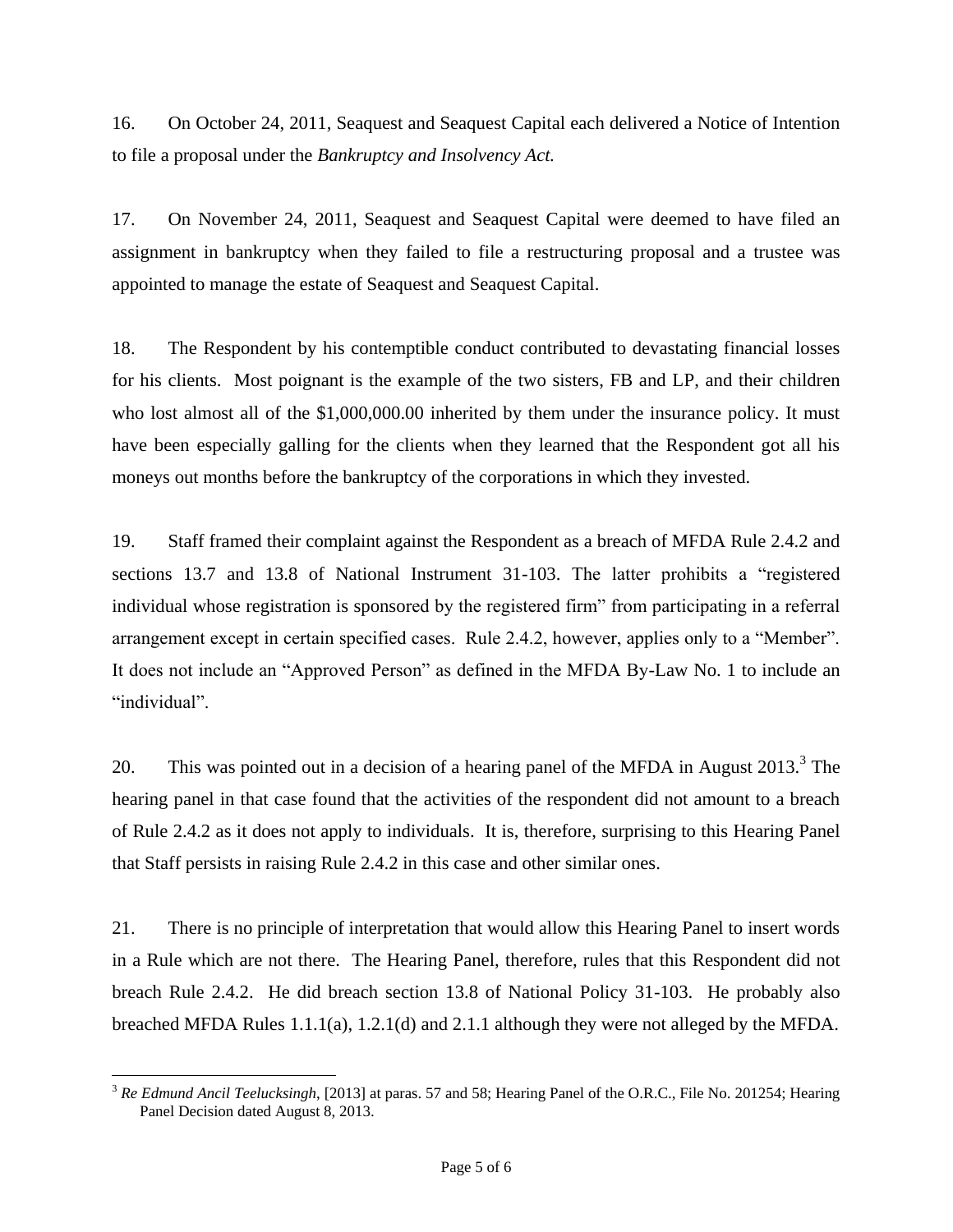16. On October 24, 2011, Seaquest and Seaquest Capital each delivered a Notice of Intention to file a proposal under the *Bankruptcy and Insolvency Act.*

17. On November 24, 2011, Seaquest and Seaquest Capital were deemed to have filed an assignment in bankruptcy when they failed to file a restructuring proposal and a trustee was appointed to manage the estate of Seaquest and Seaquest Capital.

18. The Respondent by his contemptible conduct contributed to devastating financial losses for his clients. Most poignant is the example of the two sisters, FB and LP, and their children who lost almost all of the $1,000,000.00 inherited by them under the insurance policy. It must have been especially galling for the clients when they learned that the Respondent got all his moneys out months before the bankruptcy of the corporations in which they invested.

19. Staff framed their complaint against the Respondent as a breach of MFDA Rule 2.4.2 and sections 13.7 and 13.8 of National Instrument 31-103. The latter prohibits a "registered individual whose registration is sponsored by the registered firm" from participating in a referral arrangement except in certain specified cases. Rule 2.4.2, however, applies only to a "Member". It does not include an "Approved Person" as defined in the MFDA By-Law No. 1 to include an "individual".

20. This was pointed out in a decision of a hearing panel of the MFDA in August 2013.[3] The hearing panel in that case found that the activities of the respondent did not amount to a breach of Rule 2.4.2 as it does not apply to individuals. It is, therefore, surprising to this Hearing Panel that Staff persists in raising Rule 2.4.2 in this case and other similar ones.

21. There is no principle of interpretation that would allow this Hearing Panel to insert words in a Rule which are not there. The Hearing Panel, therefore, rules that this Respondent did not breach Rule 2.4.2. He did breach section 13.8 of National Policy 31-103. He probably also breached MFDA Rules 1.1.1(a), 1.2.1(d) and 2.1.1 although they were not alleged by the MFDA.

---

[3] *Re Edmund Ancil Teelucksingh*, [2013] at paras. 57 and 58; Hearing Panel of the O.R.C., File No. 201254; Hearing Panel Decision dated August 8, 2013.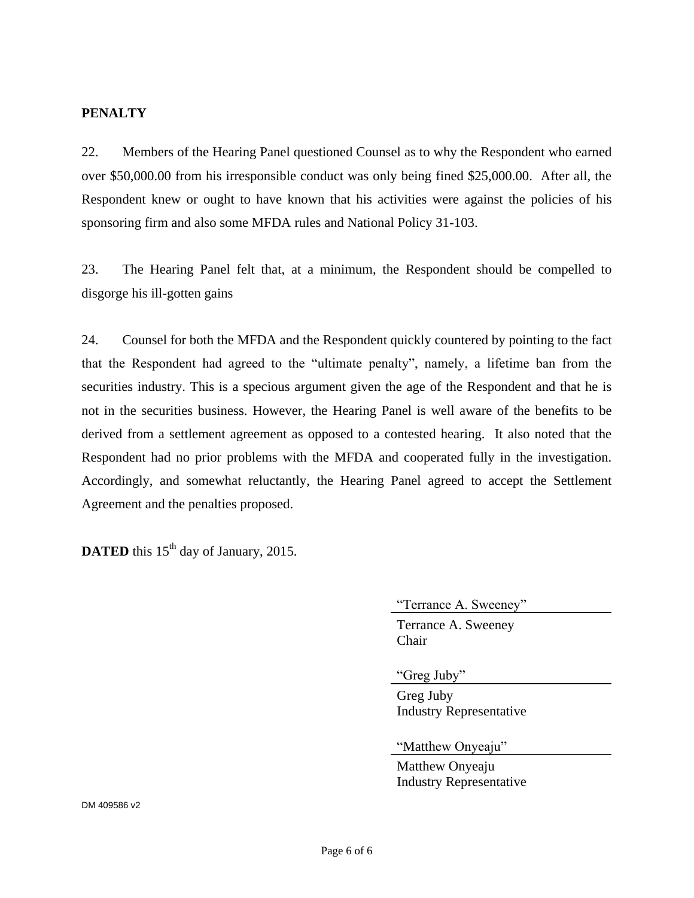**PENALTY**

22. Members of the Hearing Panel questioned Counsel as to why the Respondent who earned over $50,000.00 from his irresponsible conduct was only being fined $25,000.00. After all, the Respondent knew or ought to have known that his activities were against the policies of his sponsoring firm and also some MFDA rules and National Policy 31-103.

23. The Hearing Panel felt that, at a minimum, the Respondent should be compelled to disgorge his ill-gotten gains

24. Counsel for both the MFDA and the Respondent quickly countered by pointing to the fact that the Respondent had agreed to the "ultimate penalty", namely, a lifetime ban from the securities industry. This is a specious argument given the age of the Respondent and that he is not in the securities business. However, the Hearing Panel is well aware of the benefits to be derived from a settlement agreement as opposed to a contested hearing. It also noted that the Respondent had no prior problems with the MFDA and cooperated fully in the investigation. Accordingly, and somewhat reluctantly, the Hearing Panel agreed to accept the Settlement Agreement and the penalties proposed.

**DATED** this 15th day of January, 2015.

"Terrance A. Sweeney"
Terrance A. Sweeney
Chair

"Greg Juby"
Greg Juby
Industry Representative

"Matthew Onyeaju"
Matthew Onyeaju
Industry Representative

DM 409586 v2